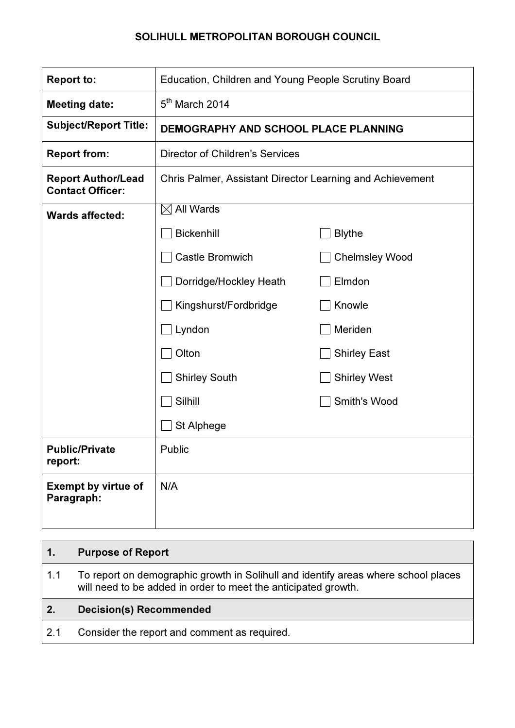# SOLIHULL METROPOLITAN BOROUGH COUNCIL

| | |
|---|---|
| **Report to:** | Education, Children and Young People Scrutiny Board |
| **Meeting date:** | 5th March 2014 |
| **Subject/Report Title:** | **DEMOGRAPHY AND SCHOOL PLACE PLANNING** |
| **Report from:** | Director of Children's Services |
| **Report Author/Lead Contact Officer:** | Chris Palmer, Assistant Director Learning and Achievement |
| **Wards affected:** | ☒ All Wards<br>☐ Bickenhill ☐ Blythe<br>☐ Castle Bromwich ☐ Chelmsley Wood<br>☐ Dorridge/Hockley Heath ☐ Elmdon<br>☐ Kingshurst/Fordbridge ☐ Knowle<br>☐ Lyndon ☐ Meriden<br>☐ Olton ☐ Shirley East<br>☐ Shirley South ☐ Shirley West<br>☐ Silhill ☐ Smith's Wood<br>☐ St Alphege |
| **Public/Private report:** | Public |
| **Exempt by virtue of Paragraph:** | N/A |

| | |
|---|---|
| **1.** | **Purpose of Report** |
| 1.1 | To report on demographic growth in Solihull and identify areas where school places will need to be added in order to meet the anticipated growth. |
| **2.** | **Decision(s) Recommended** |
| 2.1 | Consider the report and comment as required. |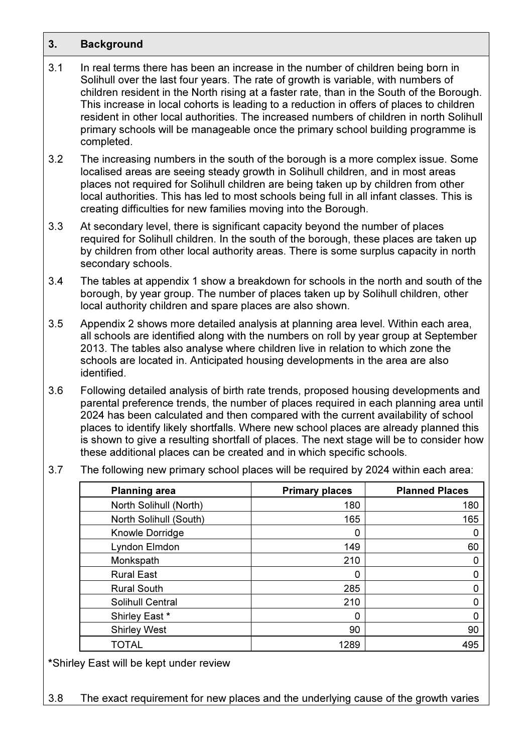## 3. Background

3.1 In real terms there has been an increase in the number of children being born in Solihull over the last four years. The rate of growth is variable, with numbers of children resident in the North rising at a faster rate, than in the South of the Borough. This increase in local cohorts is leading to a reduction in offers of places to children resident in other local authorities. The increased numbers of children in north Solihull primary schools will be manageable once the primary school building programme is completed.

3.2 The increasing numbers in the south of the borough is a more complex issue. Some localised areas are seeing steady growth in Solihull children, and in most areas places not required for Solihull children are being taken up by children from other local authorities. This has led to most schools being full in all infant classes. This is creating difficulties for new families moving into the Borough.

3.3 At secondary level, there is significant capacity beyond the number of places required for Solihull children. In the south of the borough, these places are taken up by children from other local authority areas. There is some surplus capacity in north secondary schools.

3.4 The tables at appendix 1 show a breakdown for schools in the north and south of the borough, by year group. The number of places taken up by Solihull children, other local authority children and spare places are also shown.

3.5 Appendix 2 shows more detailed analysis at planning area level. Within each area, all schools are identified along with the numbers on roll by year group at September 2013. The tables also analyse where children live in relation to which zone the schools are located in. Anticipated housing developments in the area are also identified.

3.6 Following detailed analysis of birth rate trends, proposed housing developments and parental preference trends, the number of places required in each planning area until 2024 has been calculated and then compared with the current availability of school places to identify likely shortfalls. Where new school places are already planned this is shown to give a resulting shortfall of places. The next stage will be to consider how these additional places can be created and in which specific schools.

3.7 The following new primary school places will be required by 2024 within each area:

| Planning area | Primary places | Planned Places |
|---|---:|---:|
| North Solihull (North) | 180 | 180 |
| North Solihull (South) | 165 | 165 |
| Knowle Dorridge | 0 | 0 |
| Lyndon Elmdon | 149 | 60 |
| Monkspath | 210 | 0 |
| Rural East | 0 | 0 |
| Rural South | 285 | 0 |
| Solihull Central | 210 | 0 |
| Shirley East * | 0 | 0 |
| Shirley West | 90 | 90 |
| TOTAL | 1289 | 495 |

*Shirley East will be kept under review

3.8 The exact requirement for new places and the underlying cause of the growth varies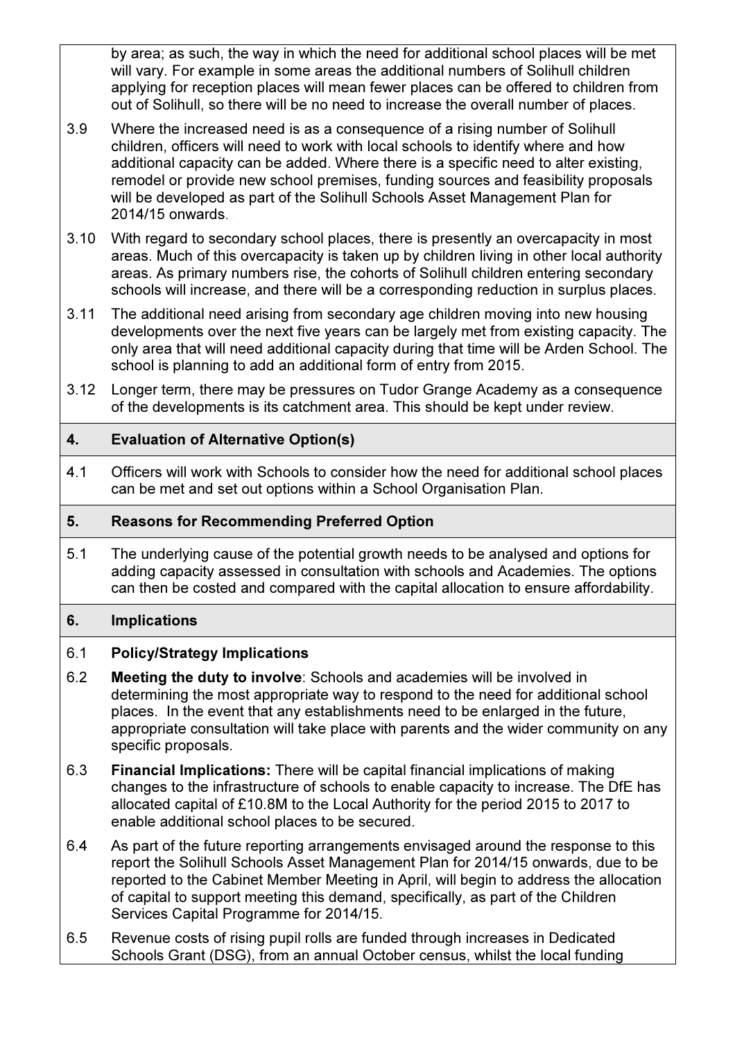by area; as such, the way in which the need for additional school places will be met will vary. For example in some areas the additional numbers of Solihull children applying for reception places will mean fewer places can be offered to children from out of Solihull, so there will be no need to increase the overall number of places.

3.9 Where the increased need is as a consequence of a rising number of Solihull children, officers will need to work with local schools to identify where and how additional capacity can be added. Where there is a specific need to alter existing, remodel or provide new school premises, funding sources and feasibility proposals will be developed as part of the Solihull Schools Asset Management Plan for 2014/15 onwards.

3.10 With regard to secondary school places, there is presently an overcapacity in most areas. Much of this overcapacity is taken up by children living in other local authority areas. As primary numbers rise, the cohorts of Solihull children entering secondary schools will increase, and there will be a corresponding reduction in surplus places.

3.11 The additional need arising from secondary age children moving into new housing developments over the next five years can be largely met from existing capacity. The only area that will need additional capacity during that time will be Arden School. The school is planning to add an additional form of entry from 2015.

3.12 Longer term, there may be pressures on Tudor Grange Academy as a consequence of the developments is its catchment area. This should be kept under review.

## 4. Evaluation of Alternative Option(s)

4.1 Officers will work with Schools to consider how the need for additional school places can be met and set out options within a School Organisation Plan.

## 5. Reasons for Recommending Preferred Option

5.1 The underlying cause of the potential growth needs to be analysed and options for adding capacity assessed in consultation with schools and Academies. The options can then be costed and compared with the capital allocation to ensure affordability.

## 6. Implications

6.1 **Policy/Strategy Implications**

6.2 **Meeting the duty to involve**: Schools and academies will be involved in determining the most appropriate way to respond to the need for additional school places. In the event that any establishments need to be enlarged in the future, appropriate consultation will take place with parents and the wider community on any specific proposals.

6.3 **Financial Implications:** There will be capital financial implications of making changes to the infrastructure of schools to enable capacity to increase. The DfE has allocated capital of £10.8M to the Local Authority for the period 2015 to 2017 to enable additional school places to be secured.

6.4 As part of the future reporting arrangements envisaged around the response to this report the Solihull Schools Asset Management Plan for 2014/15 onwards, due to be reported to the Cabinet Member Meeting in April, will begin to address the allocation of capital to support meeting this demand, specifically, as part of the Children Services Capital Programme for 2014/15.

6.5 Revenue costs of rising pupil rolls are funded through increases in Dedicated Schools Grant (DSG), from an annual October census, whilst the local funding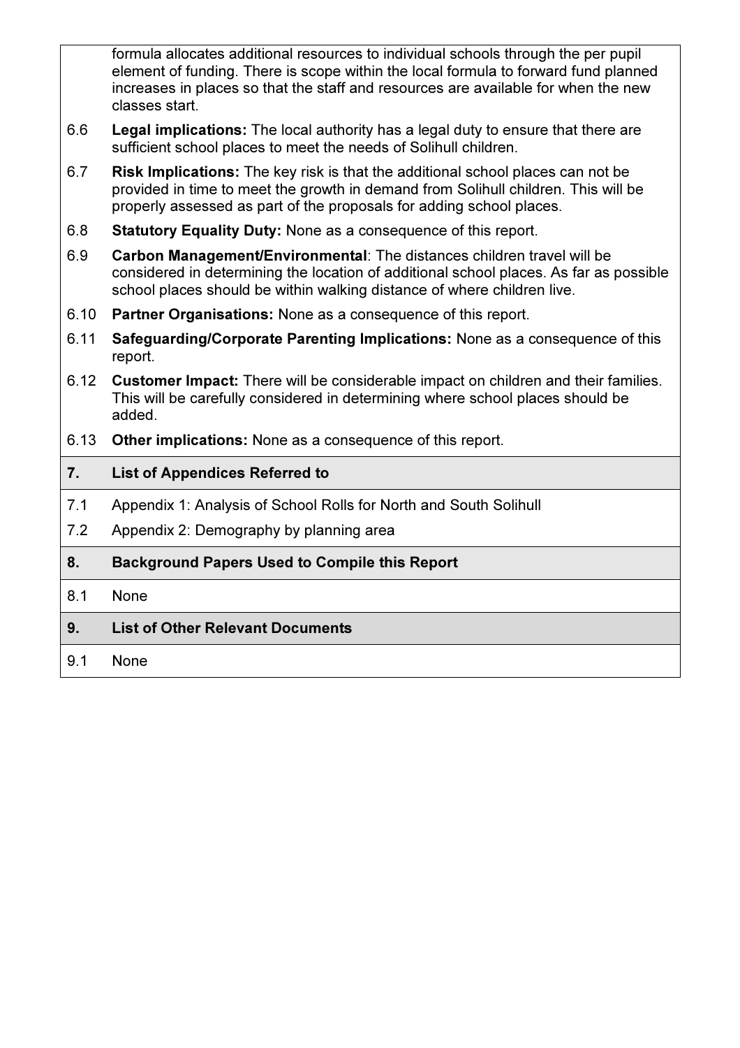formula allocates additional resources to individual schools through the per pupil element of funding. There is scope within the local formula to forward fund planned increases in places so that the staff and resources are available for when the new classes start.

6.6 **Legal implications:** The local authority has a legal duty to ensure that there are sufficient school places to meet the needs of Solihull children.

6.7 **Risk Implications:** The key risk is that the additional school places can not be provided in time to meet the growth in demand from Solihull children. This will be properly assessed as part of the proposals for adding school places.

6.8 **Statutory Equality Duty:** None as a consequence of this report.

6.9 **Carbon Management/Environmental**: The distances children travel will be considered in determining the location of additional school places. As far as possible school places should be within walking distance of where children live.

6.10 **Partner Organisations:** None as a consequence of this report.

6.11 **Safeguarding/Corporate Parenting Implications:** None as a consequence of this report.

6.12 **Customer Impact:** There will be considerable impact on children and their families. This will be carefully considered in determining where school places should be added.

6.13 **Other implications:** None as a consequence of this report.

## 7. List of Appendices Referred to

7.1 Appendix 1: Analysis of School Rolls for North and South Solihull

7.2 Appendix 2: Demography by planning area

## 8. Background Papers Used to Compile this Report

8.1 None

## 9. List of Other Relevant Documents

9.1 None